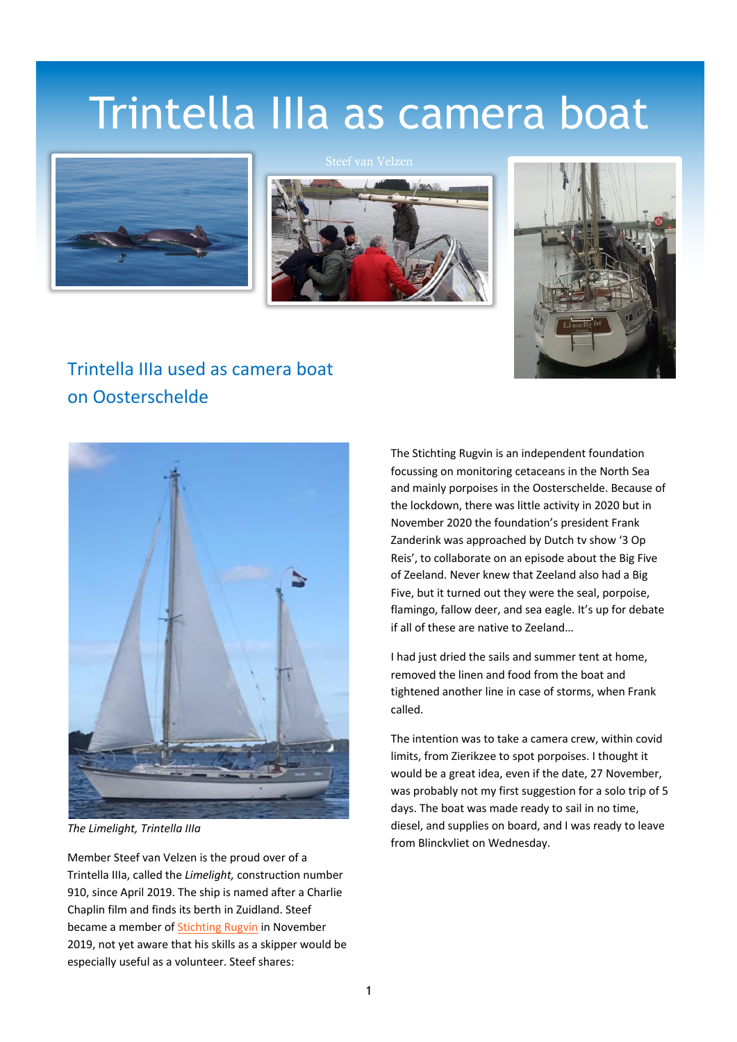# Trintella IIIa as camera boat

Steef van Velzen

## Trintella IIIa used as camera boat on Oosterschelde

*The Limelight, Trintella IIIa*

Member Steef van Velzen is the proud over of a Trintella IIIa, called the *Limelight,* construction number 910, since April 2019. The ship is named after a Charlie Chaplin film and finds its berth in Zuidland. Steef became a member of Stichting Rugvin in November 2019, not yet aware that his skills as a skipper would be especially useful as a volunteer. Steef shares:

The Stichting Rugvin is an independent foundation focussing on monitoring cetaceans in the North Sea and mainly porpoises in the Oosterschelde. Because of the lockdown, there was little activity in 2020 but in November 2020 the foundation's president Frank Zanderink was approached by Dutch tv show '3 Op Reis', to collaborate on an episode about the Big Five of Zeeland. Never knew that Zeeland also had a Big Five, but it turned out they were the seal, porpoise, flamingo, fallow deer, and sea eagle. It's up for debate if all of these are native to Zeeland…

I had just dried the sails and summer tent at home, removed the linen and food from the boat and tightened another line in case of storms, when Frank called.

The intention was to take a camera crew, within covid limits, from Zierikzee to spot porpoises. I thought it would be a great idea, even if the date, 27 November, was probably not my first suggestion for a solo trip of 5 days. The boat was made ready to sail in no time, diesel, and supplies on board, and I was ready to leave from Blinckvliet on Wednesday.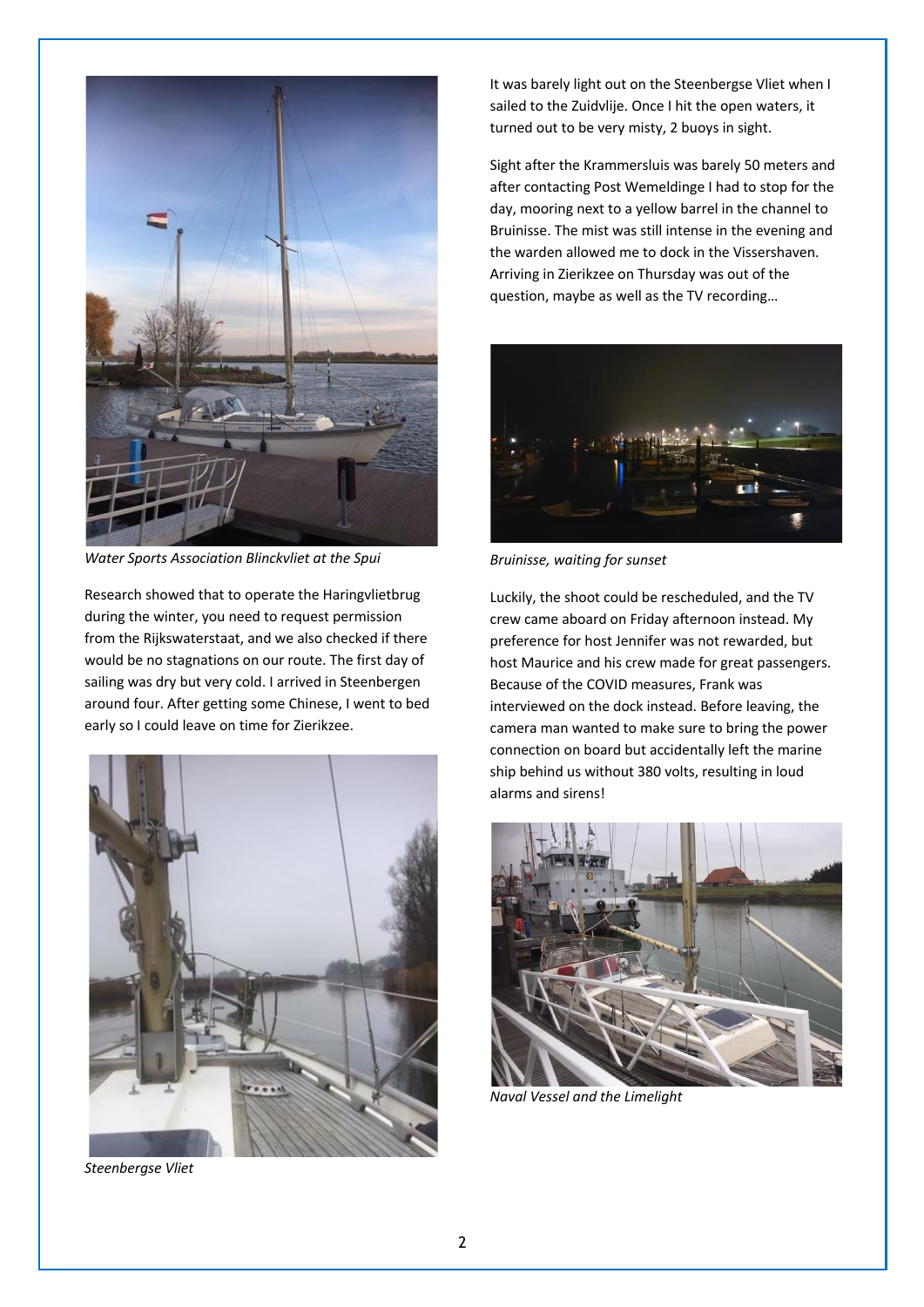*Water Sports Association Blinckvliet at the Spui*

Research showed that to operate the Haringvlietbrug during the winter, you need to request permission from the Rijkswaterstaat, and we also checked if there would be no stagnations on our route. The first day of sailing was dry but very cold. I arrived in Steenbergen around four. After getting some Chinese, I went to bed early so I could leave on time for Zierikzee.

*Steenbergse Vliet*

It was barely light out on the Steenbergse Vliet when I sailed to the Zuidvlije. Once I hit the open waters, it turned out to be very misty, 2 buoys in sight.

Sight after the Krammersluis was barely 50 meters and after contacting Post Wemeldinge I had to stop for the day, mooring next to a yellow barrel in the channel to Bruinisse. The mist was still intense in the evening and the warden allowed me to dock in the Vissershaven. Arriving in Zierikzee on Thursday was out of the question, maybe as well as the TV recording…

*Bruinisse, waiting for sunset*

Luckily, the shoot could be rescheduled, and the TV crew came aboard on Friday afternoon instead. My preference for host Jennifer was not rewarded, but host Maurice and his crew made for great passengers. Because of the COVID measures, Frank was interviewed on the dock instead. Before leaving, the camera man wanted to make sure to bring the power connection on board but accidentally left the marine ship behind us without 380 volts, resulting in loud alarms and sirens!

*Naval Vessel and the Limelight*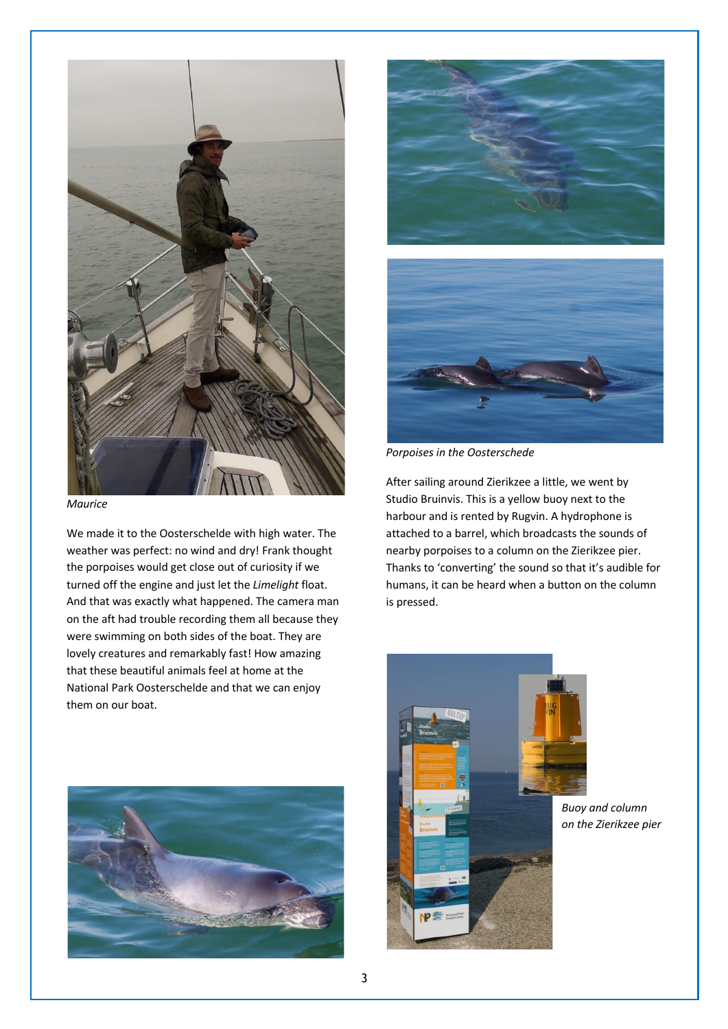*Maurice*

We made it to the Oosterschelde with high water. The weather was perfect: no wind and dry! Frank thought the porpoises would get close out of curiosity if we turned off the engine and just let the *Limelight* float. And that was exactly what happened. The camera man on the aft had trouble recording them all because they were swimming on both sides of the boat. They are lovely creatures and remarkably fast! How amazing that these beautiful animals feel at home at the National Park Oosterschelde and that we can enjoy them on our boat.

*Porpoises in the Oosterschede*

After sailing around Zierikzee a little, we went by Studio Bruinvis. This is a yellow buoy next to the harbour and is rented by Rugvin. A hydrophone is attached to a barrel, which broadcasts the sounds of nearby porpoises to a column on the Zierikzee pier. Thanks to 'converting' the sound so that it's audible for humans, it can be heard when a button on the column is pressed.

*Buoy and column on the Zierikzee pier*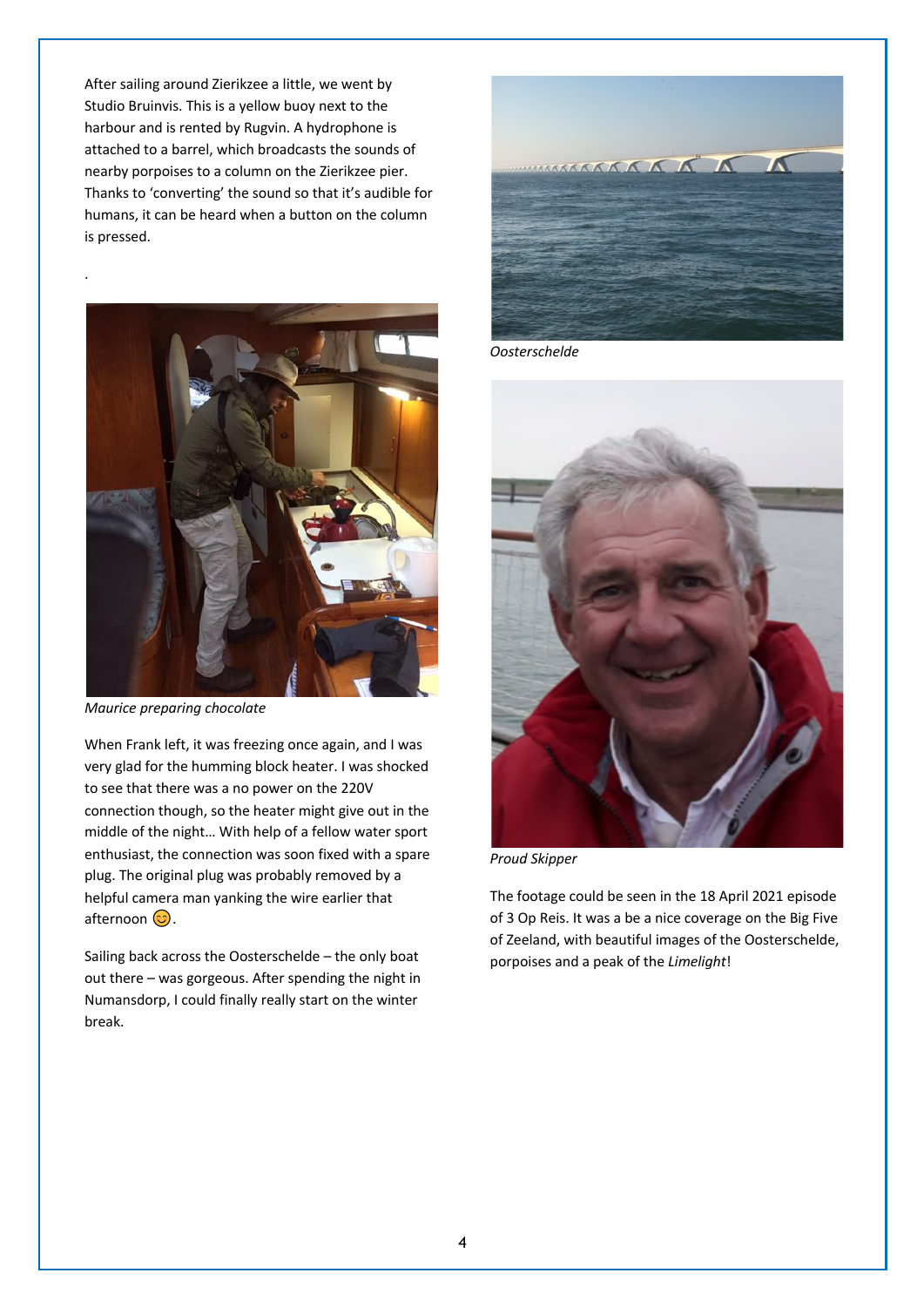After sailing around Zierikzee a little, we went by Studio Bruinvis. This is a yellow buoy next to the harbour and is rented by Rugvin. A hydrophone is attached to a barrel, which broadcasts the sounds of nearby porpoises to a column on the Zierikzee pier. Thanks to 'converting' the sound so that it's audible for humans, it can be heard when a button on the column is pressed.

.

*Maurice preparing chocolate*

When Frank left, it was freezing once again, and I was very glad for the humming block heater. I was shocked to see that there was a no power on the 220V connection though, so the heater might give out in the middle of the night… With help of a fellow water sport enthusiast, the connection was soon fixed with a spare plug. The original plug was probably removed by a helpful camera man yanking the wire earlier that afternoon 😊.

Sailing back across the Oosterschelde – the only boat out there – was gorgeous. After spending the night in Numansdorp, I could finally really start on the winter break.

*Oosterschelde*

*Proud Skipper*

The footage could be seen in the 18 April 2021 episode of 3 Op Reis. It was a be a nice coverage on the Big Five of Zeeland, with beautiful images of the Oosterschelde, porpoises and a peak of the *Limelight*!